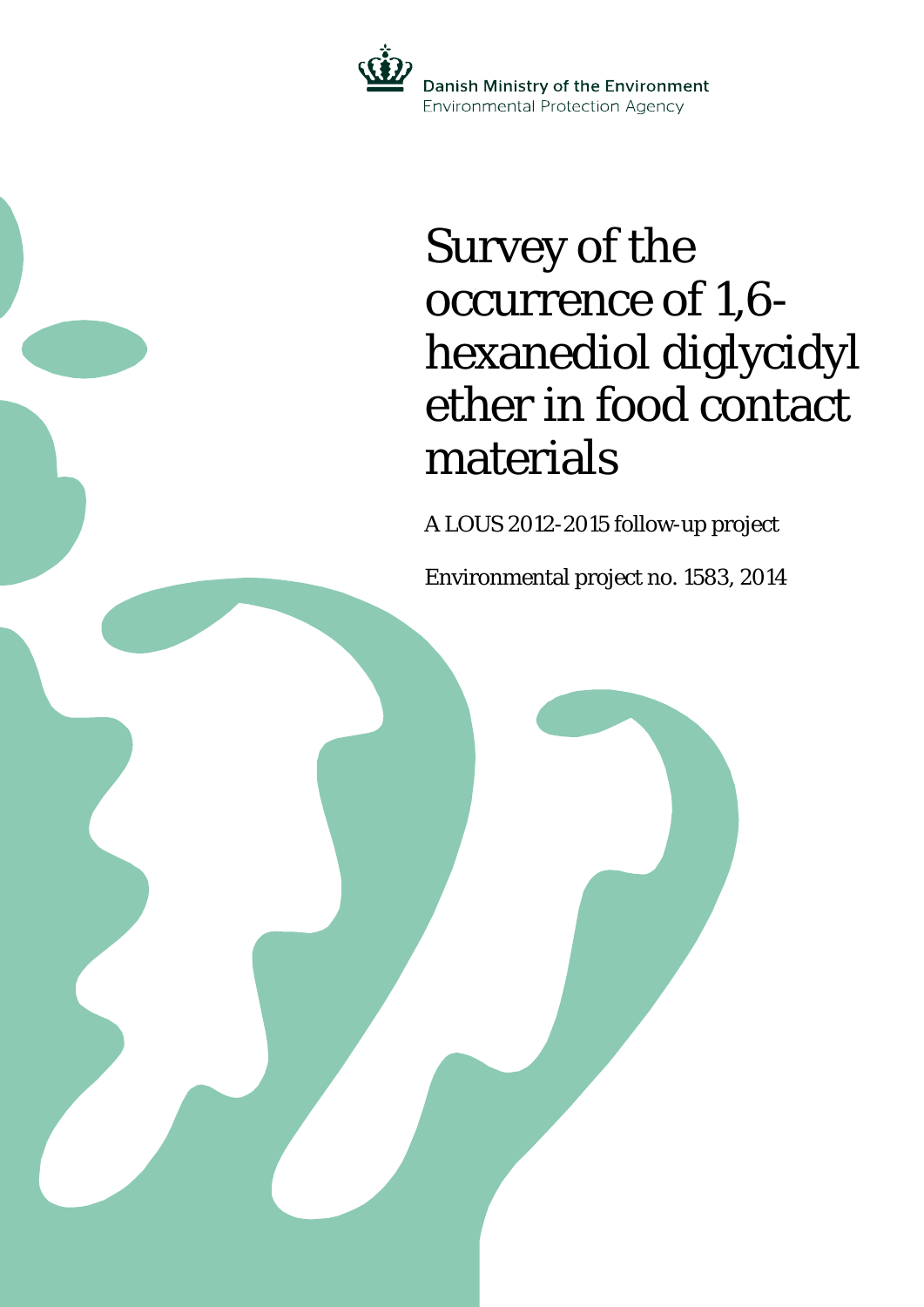Danish Ministry of the Environment
Environmental Protection Agency

# Survey of the occurrence of 1,6-hexanediol diglycidyl ether in food contact materials

A LOUS 2012-2015 follow-up project

Environmental project no. 1583, 2014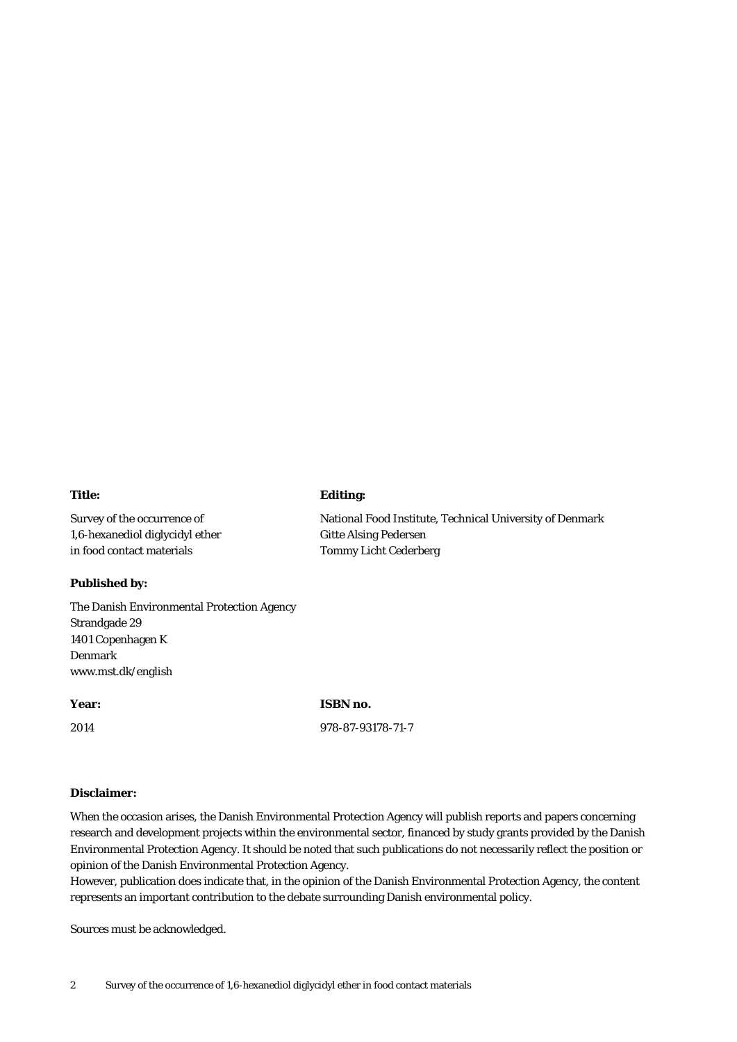**Title:**

Survey of the occurrence of
1,6-hexanediol diglycidyl ether
in food contact materials

**Editing:**

National Food Institute, Technical University of Denmark
Gitte Alsing Pedersen
Tommy Licht Cederberg

**Published by:**

The Danish Environmental Protection Agency
Strandgade 29
1401 Copenhagen K
Denmark
www.mst.dk/english

**Year:**

2014

**ISBN no.**

978-87-93178-71-7

**Disclaimer:**

When the occasion arises, the Danish Environmental Protection Agency will publish reports and papers concerning research and development projects within the environmental sector, financed by study grants provided by the Danish Environmental Protection Agency. It should be noted that such publications do not necessarily reflect the position or opinion of the Danish Environmental Protection Agency.
However, publication does indicate that, in the opinion of the Danish Environmental Protection Agency, the content represents an important contribution to the debate surrounding Danish environmental policy.

Sources must be acknowledged.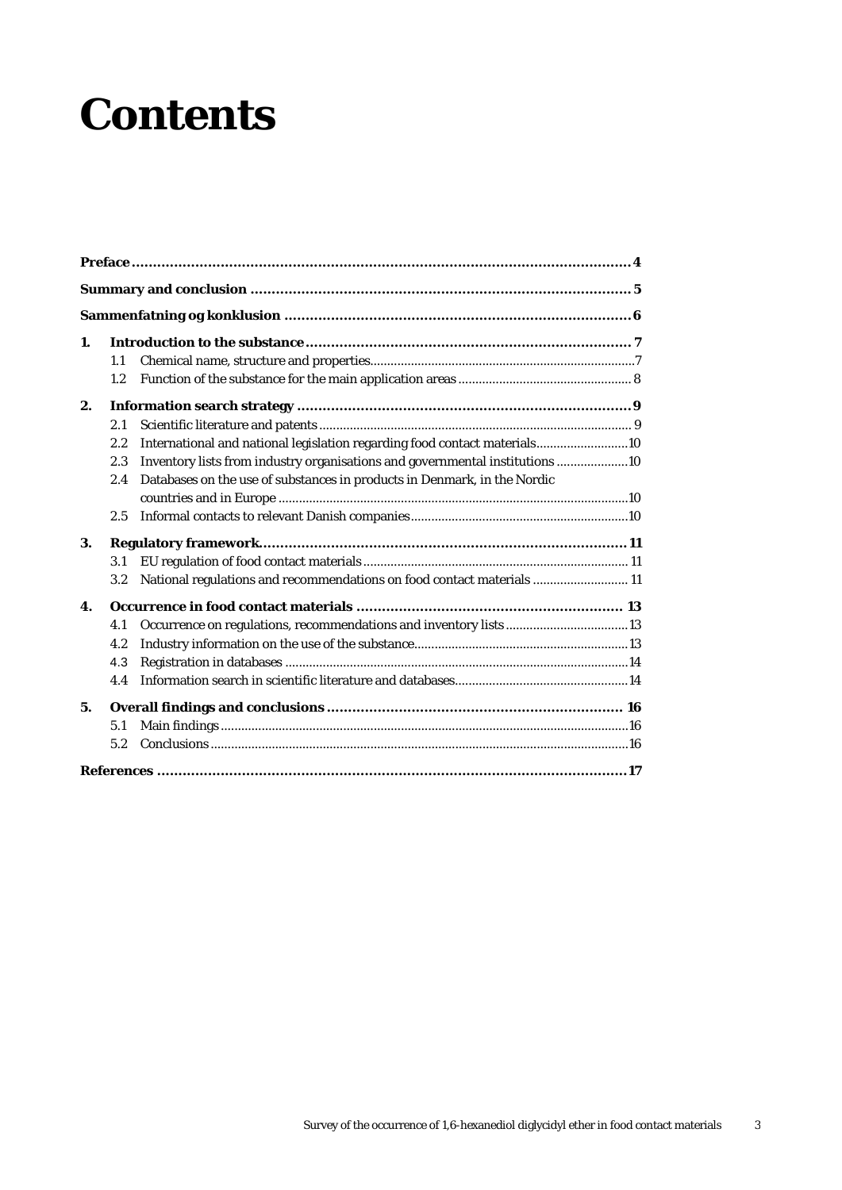# Contents

**Preface** ..... 4

**Summary and conclusion** ..... 5

**Sammenfatning og konklusion** ..... 6

**1. Introduction to the substance** ..... 7
- 1.1 Chemical name, structure and properties ..... 7
- 1.2 Function of the substance for the main application areas ..... 8

**2. Information search strategy** ..... 9
- 2.1 Scientific literature and patents ..... 9
- 2.2 International and national legislation regarding food contact materials ..... 10
- 2.3 Inventory lists from industry organisations and governmental institutions ..... 10
- 2.4 Databases on the use of substances in products in Denmark, in the Nordic countries and in Europe ..... 10
- 2.5 Informal contacts to relevant Danish companies ..... 10

**3. Regulatory framework** ..... 11
- 3.1 EU regulation of food contact materials ..... 11
- 3.2 National regulations and recommendations on food contact materials ..... 11

**4. Occurrence in food contact materials** ..... 13
- 4.1 Occurrence on regulations, recommendations and inventory lists ..... 13
- 4.2 Industry information on the use of the substance ..... 13
- 4.3 Registration in databases ..... 14
- 4.4 Information search in scientific literature and databases ..... 14

**5. Overall findings and conclusions** ..... 16
- 5.1 Main findings ..... 16
- 5.2 Conclusions ..... 16

**References** ..... 17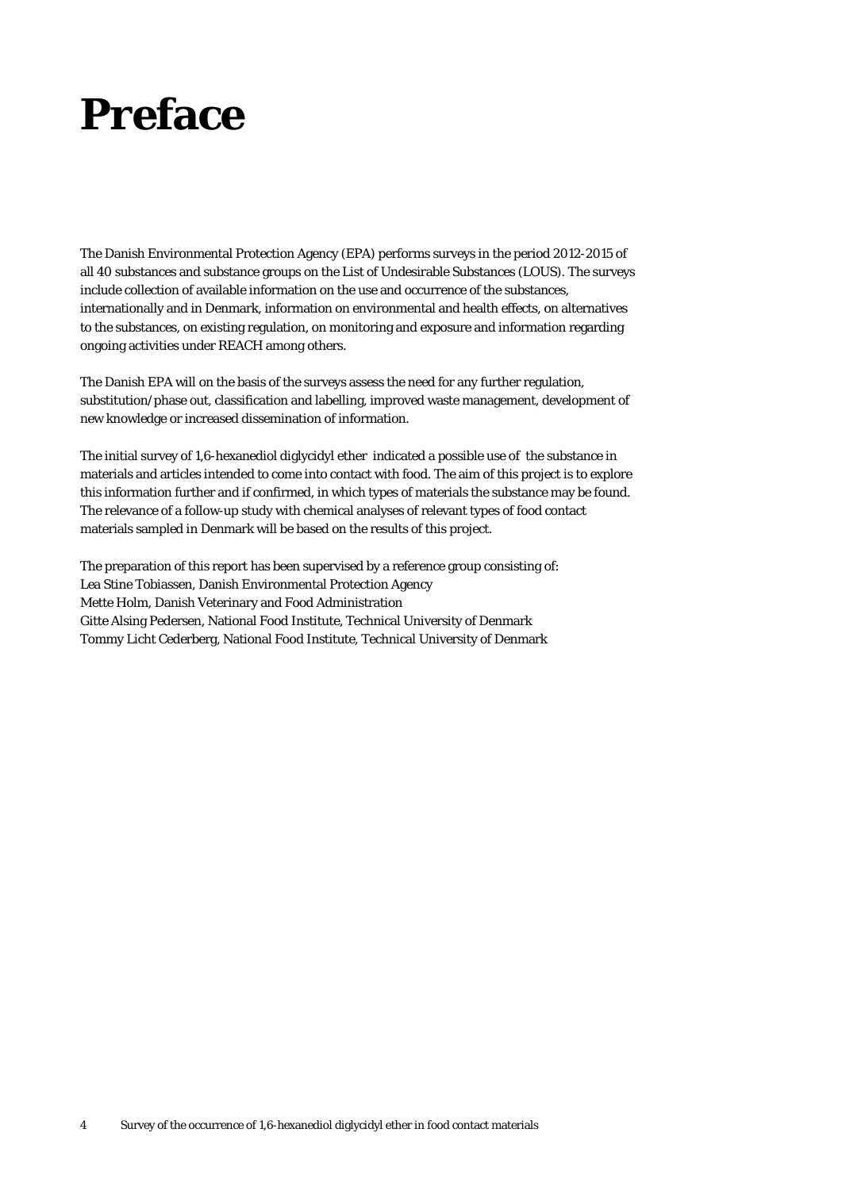# Preface

The Danish Environmental Protection Agency (EPA) performs surveys in the period 2012-2015 of all 40 substances and substance groups on the List of Undesirable Substances (LOUS). The surveys include collection of available information on the use and occurrence of the substances, internationally and in Denmark, information on environmental and health effects, on alternatives to the substances, on existing regulation, on monitoring and exposure and information regarding ongoing activities under REACH among others.

The Danish EPA will on the basis of the surveys assess the need for any further regulation, substitution/phase out, classification and labelling, improved waste management, development of new knowledge or increased dissemination of information.

The initial survey of 1,6-hexanediol diglycidyl ether indicated a possible use of the substance in materials and articles intended to come into contact with food. The aim of this project is to explore this information further and if confirmed, in which types of materials the substance may be found. The relevance of a follow-up study with chemical analyses of relevant types of food contact materials sampled in Denmark will be based on the results of this project.

The preparation of this report has been supervised by a reference group consisting of:
Lea Stine Tobiassen, Danish Environmental Protection Agency
Mette Holm, Danish Veterinary and Food Administration
Gitte Alsing Pedersen, National Food Institute, Technical University of Denmark
Tommy Licht Cederberg, National Food Institute, Technical University of Denmark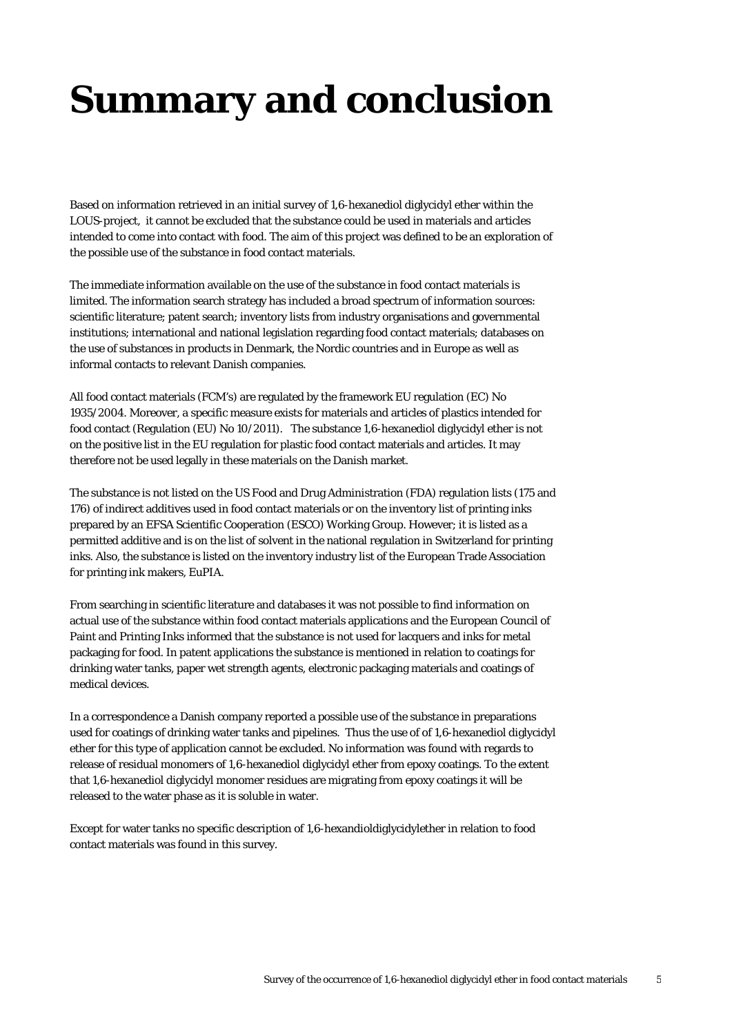# Summary and conclusion

Based on information retrieved in an initial survey of 1,6-hexanediol diglycidyl ether within the LOUS-project, it cannot be excluded that the substance could be used in materials and articles intended to come into contact with food. The aim of this project was defined to be an exploration of the possible use of the substance in food contact materials.

The immediate information available on the use of the substance in food contact materials is limited. The information search strategy has included a broad spectrum of information sources: scientific literature; patent search; inventory lists from industry organisations and governmental institutions; international and national legislation regarding food contact materials; databases on the use of substances in products in Denmark, the Nordic countries and in Europe as well as informal contacts to relevant Danish companies.

All food contact materials (FCM's) are regulated by the framework EU regulation (EC) No 1935/2004. Moreover, a specific measure exists for materials and articles of plastics intended for food contact (Regulation (EU) No 10/2011). The substance 1,6-hexanediol diglycidyl ether is not on the positive list in the EU regulation for plastic food contact materials and articles. It may therefore not be used legally in these materials on the Danish market.

The substance is not listed on the US Food and Drug Administration (FDA) regulation lists (175 and 176) of indirect additives used in food contact materials or on the inventory list of printing inks prepared by an EFSA Scientific Cooperation (ESCO) Working Group. However; it is listed as a permitted additive and is on the list of solvent in the national regulation in Switzerland for printing inks. Also, the substance is listed on the inventory industry list of the European Trade Association for printing ink makers, EuPIA.

From searching in scientific literature and databases it was not possible to find information on actual use of the substance within food contact materials applications and the European Council of Paint and Printing Inks informed that the substance is not used for lacquers and inks for metal packaging for food. In patent applications the substance is mentioned in relation to coatings for drinking water tanks, paper wet strength agents, electronic packaging materials and coatings of medical devices.

In a correspondence a Danish company reported a possible use of the substance in preparations used for coatings of drinking water tanks and pipelines. Thus the use of of 1,6-hexanediol diglycidyl ether for this type of application cannot be excluded. No information was found with regards to release of residual monomers of 1,6-hexanediol diglycidyl ether from epoxy coatings. To the extent that 1,6-hexanediol diglycidyl monomer residues are migrating from epoxy coatings it will be released to the water phase as it is soluble in water.

Except for water tanks no specific description of 1,6-hexandioldiglycidylether in relation to food contact materials was found in this survey.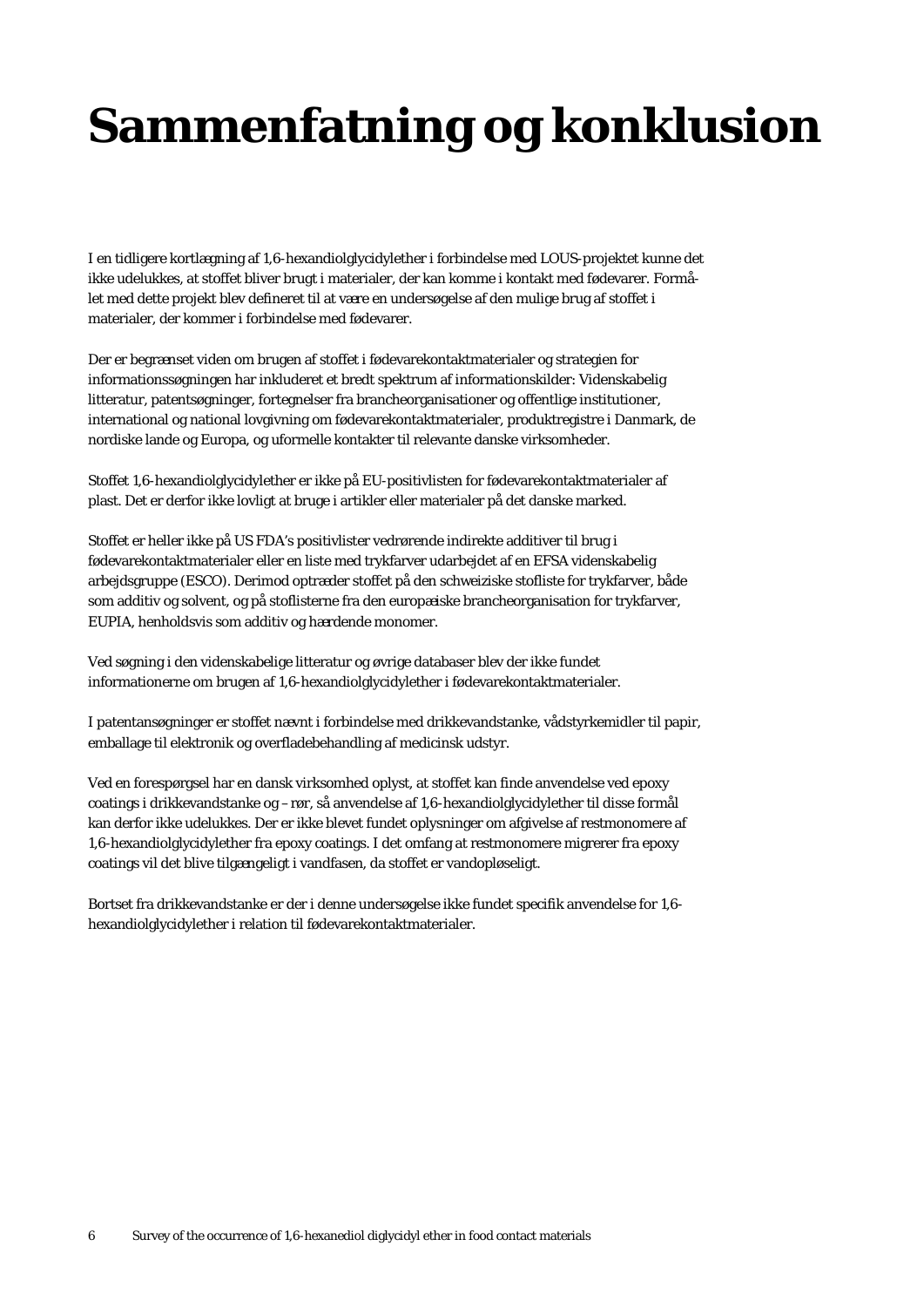# Sammenfatning og konklusion

I en tidligere kortlægning af 1,6-hexandiolglycidylether i forbindelse med LOUS-projektet kunne det ikke udelukkes, at stoffet bliver brugt i materialer, der kan komme i kontakt med fødevarer. Formålet med dette projekt blev defineret til at være en undersøgelse af den mulige brug af stoffet i materialer, der kommer i forbindelse med fødevarer.

Der er begrænset viden om brugen af stoffet i fødevarekontaktmaterialer og strategien for informationssøgningen har inkluderet et bredt spektrum af informationskilder: Videnskabelig litteratur, patentsøgninger, fortegnelser fra brancheorganisationer og offentlige institutioner, international og national lovgivning om fødevarekontaktmaterialer, produktregistre i Danmark, de nordiske lande og Europa, og uformelle kontakter til relevante danske virksomheder.

Stoffet 1,6-hexandiolglycidylether er ikke på EU-positivlisten for fødevarekontaktmaterialer af plast. Det er derfor ikke lovligt at bruge i artikler eller materialer på det danske marked.

Stoffet er heller ikke på US FDA's positivlister vedrørende indirekte additiver til brug i fødevarekontaktmaterialer eller en liste med trykfarver udarbejdet af en EFSA videnskabelig arbejdsgruppe (ESCO). Derimod optræder stoffet på den schweiziske stofliste for trykfarver, både som additiv og solvent, og på stoflisterne fra den europæiske brancheorganisation for trykfarver, EUPIA, henholdsvis som additiv og hærdende monomer.

Ved søgning i den videnskabelige litteratur og øvrige databaser blev der ikke fundet informationerne om brugen af 1,6-hexandiolglycidylether i fødevarekontaktmaterialer.

I patentansøgninger er stoffet nævnt i forbindelse med drikkevandstanke, vådstyrkemidler til papir, emballage til elektronik og overfladebehandling af medicinsk udstyr.

Ved en forespørgsel har en dansk virksomhed oplyst, at stoffet kan finde anvendelse ved epoxy coatings i drikkevandstanke og – rør, så anvendelse af 1,6-hexandiolglycidylether til disse formål kan derfor ikke udelukkes. Der er ikke blevet fundet oplysninger om afgivelse af restmonomere af 1,6-hexandiolglycidylether fra epoxy coatings. I det omfang at restmonomere migrerer fra epoxy coatings vil det blive tilgængeligt i vandfasen, da stoffet er vandopløseligt.

Bortset fra drikkevandstanke er der i denne undersøgelse ikke fundet specifik anvendelse for 1,6-hexandiolglycidylether i relation til fødevarekontaktmaterialer.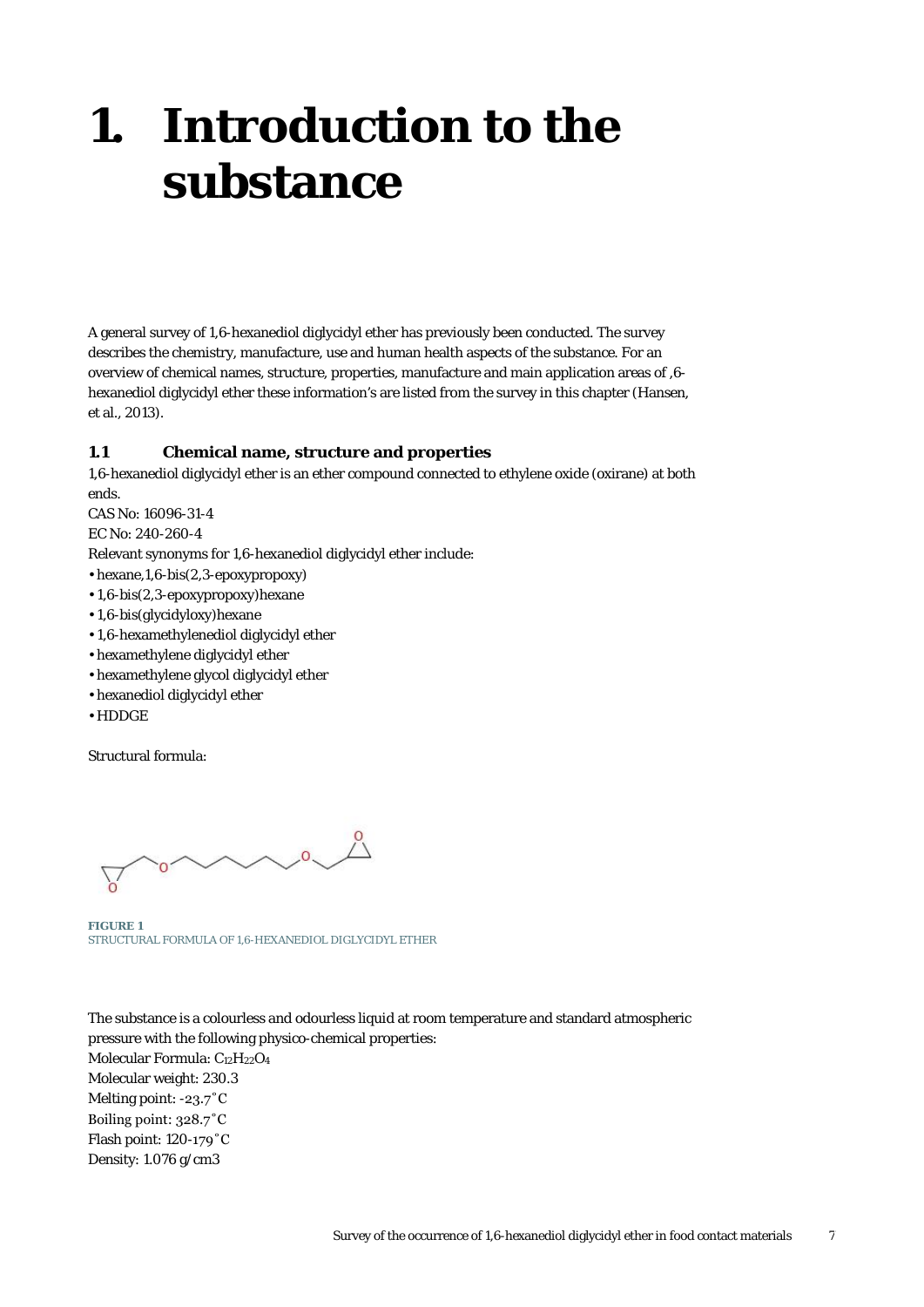# 1. Introduction to the substance

A general survey of 1,6-hexanediol diglycidyl ether has previously been conducted. The survey describes the chemistry, manufacture, use and human health aspects of the substance. For an overview of chemical names, structure, properties, manufacture and main application areas of ,6-hexanediol diglycidyl ether these information's are listed from the survey in this chapter (Hansen, et al., 2013).

### 1.1 Chemical name, structure and properties

1,6-hexanediol diglycidyl ether is an ether compound connected to ethylene oxide (oxirane) at both ends.

CAS No: 16096-31-4

EC No: 240-260-4

Relevant synonyms for 1,6-hexanediol diglycidyl ether include:

- hexane,1,6-bis(2,3-epoxypropoxy)
- 1,6-bis(2,3-epoxypropoxy)hexane
- 1,6-bis(glycidyloxy)hexane
- 1,6-hexamethylenediol diglycidyl ether
- hexamethylene diglycidyl ether
- hexamethylene glycol diglycidyl ether
- hexanediol diglycidyl ether
- HDDGE

Structural formula:

**FIGURE 1**
STRUCTURAL FORMULA OF 1,6-HEXANEDIOL DIGLYCIDYL ETHER

The substance is a colourless and odourless liquid at room temperature and standard atmospheric pressure with the following physico-chemical properties:

Molecular Formula: $C_{12}H_{22}O_4$

Molecular weight: 230.3

Melting point: -23.7˚C

Boiling point: 328.7˚C

Flash point: 120-179˚C

Density: 1.076 g/cm3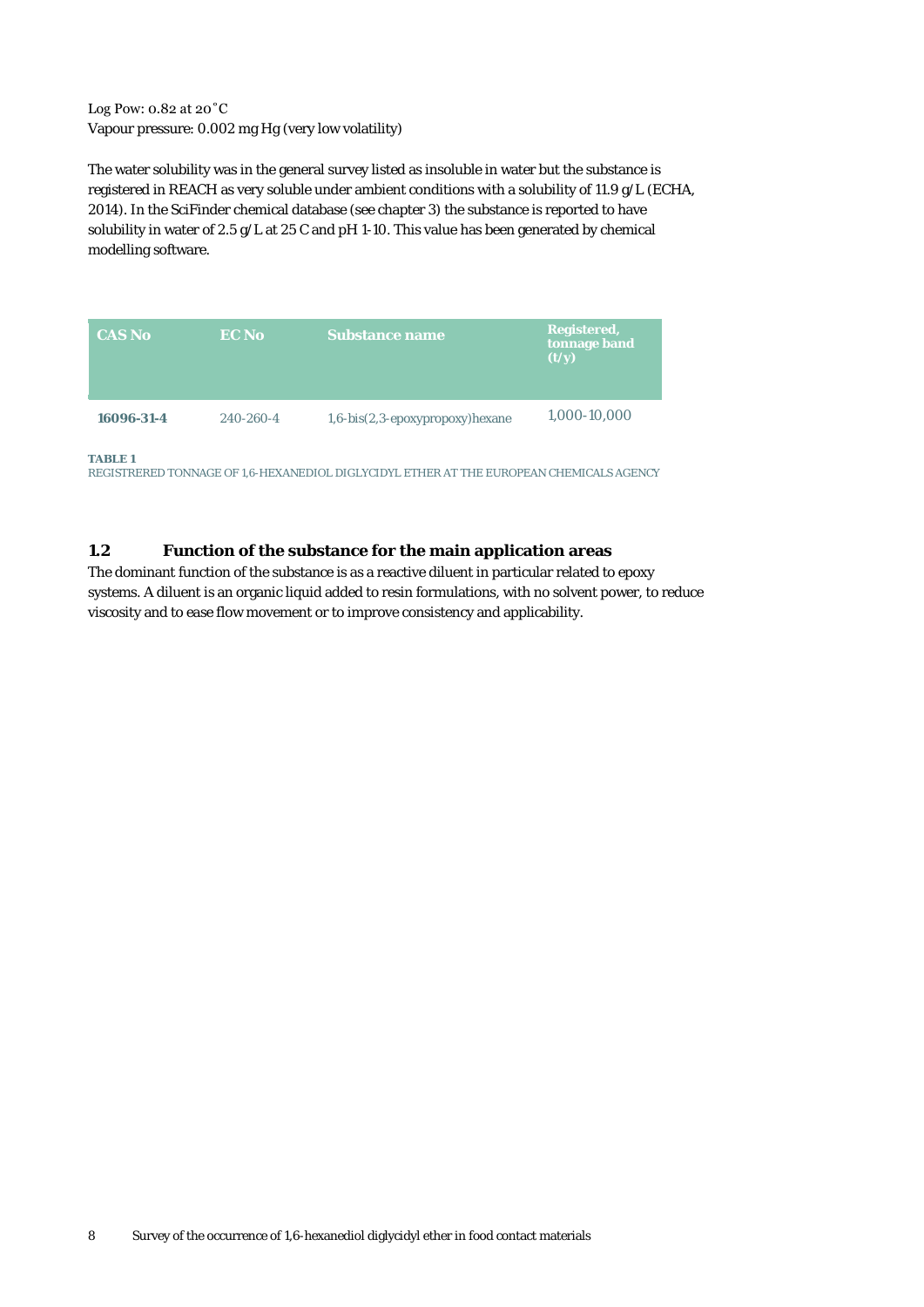Log Pow: 0.82 at 20˚C
Vapour pressure: 0.002 mg Hg (very low volatility)

The water solubility was in the general survey listed as insoluble in water but the substance is registered in REACH as very soluble under ambient conditions with a solubility of 11.9 g/L (ECHA, 2014). In the SciFinder chemical database (see chapter 3) the substance is reported to have solubility in water of 2.5 g/L at 25 C and pH 1-10. This value has been generated by chemical modelling software.

| CAS No | EC No | Substance name | Registered, tonnage band (t/y) |
|---|---|---|---|
| **16096-31-4** | 240-260-4 | 1,6-bis(2,3-epoxypropoxy)hexane | 1,000-10,000 |

**TABLE 1**
REGISTRERED TONNAGE OF 1,6-HEXANEDIOL DIGLYCIDYL ETHER AT THE EUROPEAN CHEMICALS AGENCY

## 1.2 Function of the substance for the main application areas

The dominant function of the substance is as a reactive diluent in particular related to epoxy systems. A diluent is an organic liquid added to resin formulations, with no solvent power, to reduce viscosity and to ease flow movement or to improve consistency and applicability.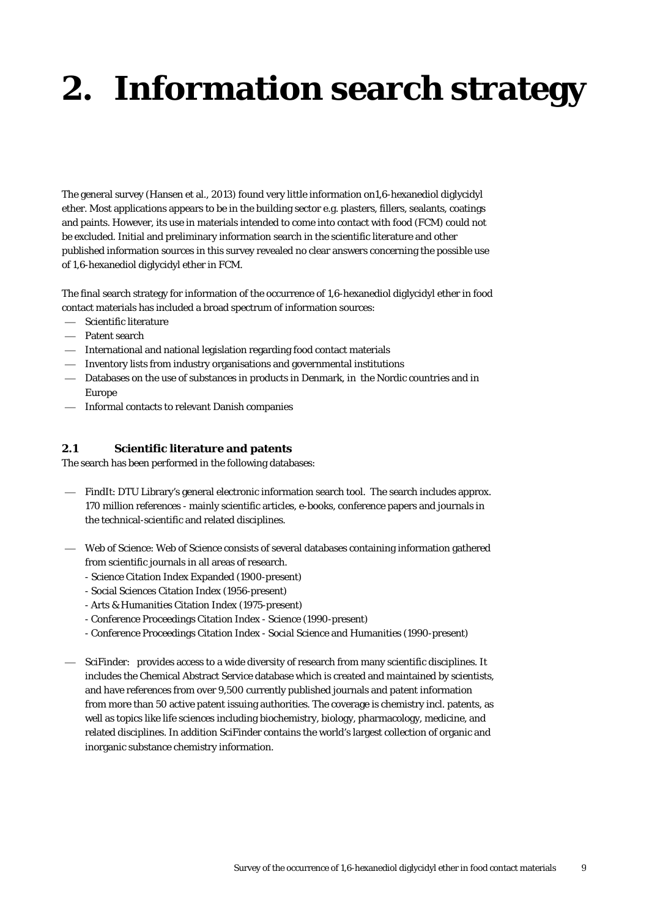# 2. Information search strategy

The general survey (Hansen et al., 2013) found very little information on1,6-hexanediol diglycidyl ether. Most applications appears to be in the building sector e.g. plasters, fillers, sealants, coatings and paints. However, its use in materials intended to come into contact with food (FCM) could not be excluded. Initial and preliminary information search in the scientific literature and other published information sources in this survey revealed no clear answers concerning the possible use of 1,6-hexanediol diglycidyl ether in FCM.

The final search strategy for information of the occurrence of 1,6-hexanediol diglycidyl ether in food contact materials has included a broad spectrum of information sources:

- Scientific literature
- Patent search
- International and national legislation regarding food contact materials
- Inventory lists from industry organisations and governmental institutions
- Databases on the use of substances in products in Denmark, in the Nordic countries and in Europe
- Informal contacts to relevant Danish companies

## 2.1 Scientific literature and patents

The search has been performed in the following databases:

- FindIt: DTU Library's general electronic information search tool. The search includes approx. 170 million references - mainly scientific articles, e-books, conference papers and journals in the technical-scientific and related disciplines.

- Web of Science: Web of Science consists of several databases containing information gathered from scientific journals in all areas of research.
  - Science Citation Index Expanded (1900-present)
  - Social Sciences Citation Index (1956-present)
  - Arts & Humanities Citation Index (1975-present)
  - Conference Proceedings Citation Index - Science (1990-present)
  - Conference Proceedings Citation Index - Social Science and Humanities (1990-present)

- SciFinder: provides access to a wide diversity of research from many scientific disciplines. It includes the Chemical Abstract Service database which is created and maintained by scientists, and have references from over 9,500 currently published journals and patent information from more than 50 active patent issuing authorities. The coverage is chemistry incl. patents, as well as topics like life sciences including biochemistry, biology, pharmacology, medicine, and related disciplines. In addition SciFinder contains the world's largest collection of organic and inorganic substance chemistry information.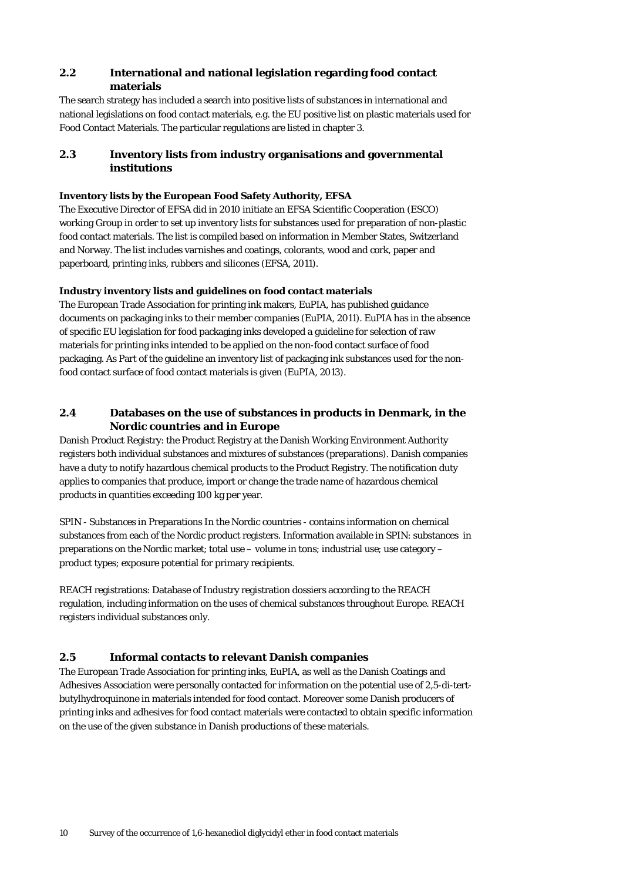## 2.2 International and national legislation regarding food contact materials

The search strategy has included a search into positive lists of substances in international and national legislations on food contact materials, e.g. the EU positive list on plastic materials used for Food Contact Materials. The particular regulations are listed in chapter 3.

## 2.3 Inventory lists from industry organisations and governmental institutions

**Inventory lists by the European Food Safety Authority, EFSA**

The Executive Director of EFSA did in 2010 initiate an EFSA Scientific Cooperation (ESCO) working Group in order to set up inventory lists for substances used for preparation of non-plastic food contact materials. The list is compiled based on information in Member States, Switzerland and Norway. The list includes varnishes and coatings, colorants, wood and cork, paper and paperboard, printing inks, rubbers and silicones (EFSA, 2011).

**Industry inventory lists and guidelines on food contact materials**

The European Trade Association for printing ink makers, EuPIA, has published guidance documents on packaging inks to their member companies (EuPIA, 2011). EuPIA has in the absence of specific EU legislation for food packaging inks developed a guideline for selection of raw materials for printing inks intended to be applied on the non-food contact surface of food packaging. As Part of the guideline an inventory list of packaging ink substances used for the non-food contact surface of food contact materials is given (EuPIA, 2013).

## 2.4 Databases on the use of substances in products in Denmark, in the Nordic countries and in Europe

Danish Product Registry: the Product Registry at the Danish Working Environment Authority registers both individual substances and mixtures of substances (preparations). Danish companies have a duty to notify hazardous chemical products to the Product Registry. The notification duty applies to companies that produce, import or change the trade name of hazardous chemical products in quantities exceeding 100 kg per year.

SPIN - Substances in Preparations In the Nordic countries - contains information on chemical substances from each of the Nordic product registers. Information available in SPIN: substances in preparations on the Nordic market; total use – volume in tons; industrial use; use category – product types; exposure potential for primary recipients.

REACH registrations: Database of Industry registration dossiers according to the REACH regulation, including information on the uses of chemical substances throughout Europe. REACH registers individual substances only.

## 2.5 Informal contacts to relevant Danish companies

The European Trade Association for printing inks, EuPIA, as well as the Danish Coatings and Adhesives Association were personally contacted for information on the potential use of 2,5-di-tert-butylhydroquinone in materials intended for food contact. Moreover some Danish producers of printing inks and adhesives for food contact materials were contacted to obtain specific information on the use of the given substance in Danish productions of these materials.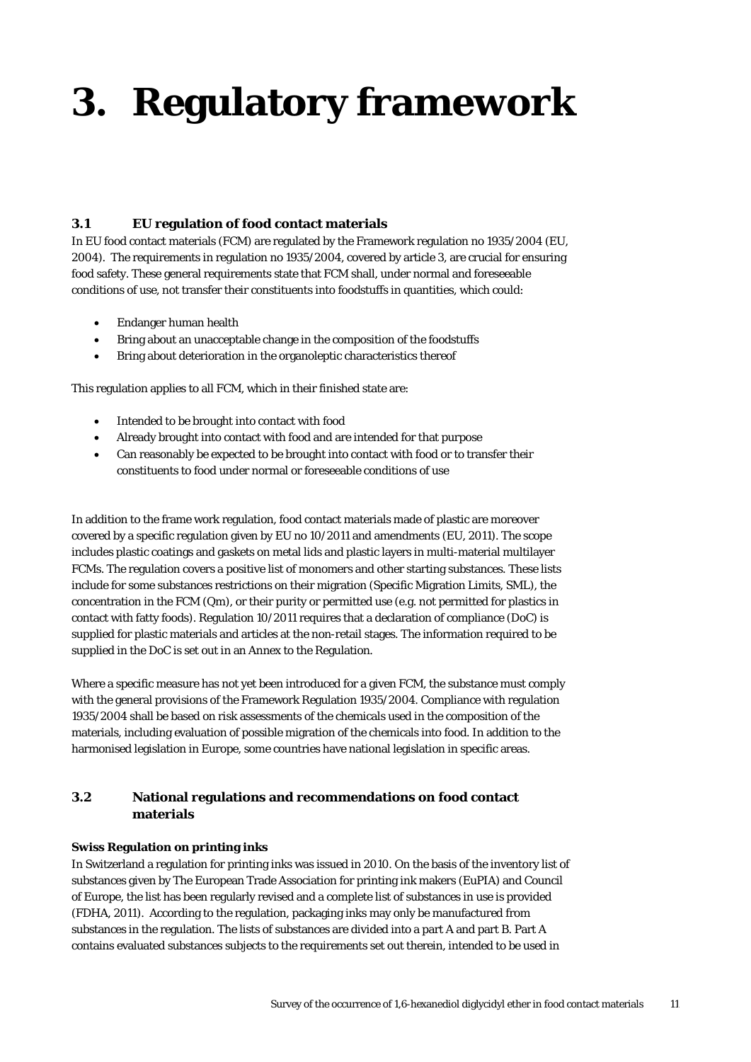# 3. Regulatory framework

## 3.1 EU regulation of food contact materials

In EU food contact materials (FCM) are regulated by the Framework regulation no 1935/2004 (EU, 2004). The requirements in regulation no 1935/2004, covered by article 3, are crucial for ensuring food safety. These general requirements state that FCM shall, under normal and foreseeable conditions of use, not transfer their constituents into foodstuffs in quantities, which could:

- Endanger human health
- Bring about an unacceptable change in the composition of the foodstuffs
- Bring about deterioration in the organoleptic characteristics thereof

This regulation applies to all FCM, which in their finished state are:

- Intended to be brought into contact with food
- Already brought into contact with food and are intended for that purpose
- Can reasonably be expected to be brought into contact with food or to transfer their constituents to food under normal or foreseeable conditions of use

In addition to the frame work regulation, food contact materials made of plastic are moreover covered by a specific regulation given by EU no 10/2011 and amendments (EU, 2011). The scope includes plastic coatings and gaskets on metal lids and plastic layers in multi-material multilayer FCMs. The regulation covers a positive list of monomers and other starting substances. These lists include for some substances restrictions on their migration (Specific Migration Limits, SML), the concentration in the FCM (Qm), or their purity or permitted use (e.g. not permitted for plastics in contact with fatty foods). Regulation 10/2011 requires that a declaration of compliance (DoC) is supplied for plastic materials and articles at the non-retail stages. The information required to be supplied in the DoC is set out in an Annex to the Regulation.

Where a specific measure has not yet been introduced for a given FCM, the substance must comply with the general provisions of the Framework Regulation 1935/2004. Compliance with regulation 1935/2004 shall be based on risk assessments of the chemicals used in the composition of the materials, including evaluation of possible migration of the chemicals into food. In addition to the harmonised legislation in Europe, some countries have national legislation in specific areas.

## 3.2 National regulations and recommendations on food contact materials

**Swiss Regulation on printing inks**

In Switzerland a regulation for printing inks was issued in 2010. On the basis of the inventory list of substances given by The European Trade Association for printing ink makers (EuPIA) and Council of Europe, the list has been regularly revised and a complete list of substances in use is provided (FDHA, 2011). According to the regulation, packaging inks may only be manufactured from substances in the regulation. The lists of substances are divided into a part A and part B. Part A contains evaluated substances subjects to the requirements set out therein, intended to be used in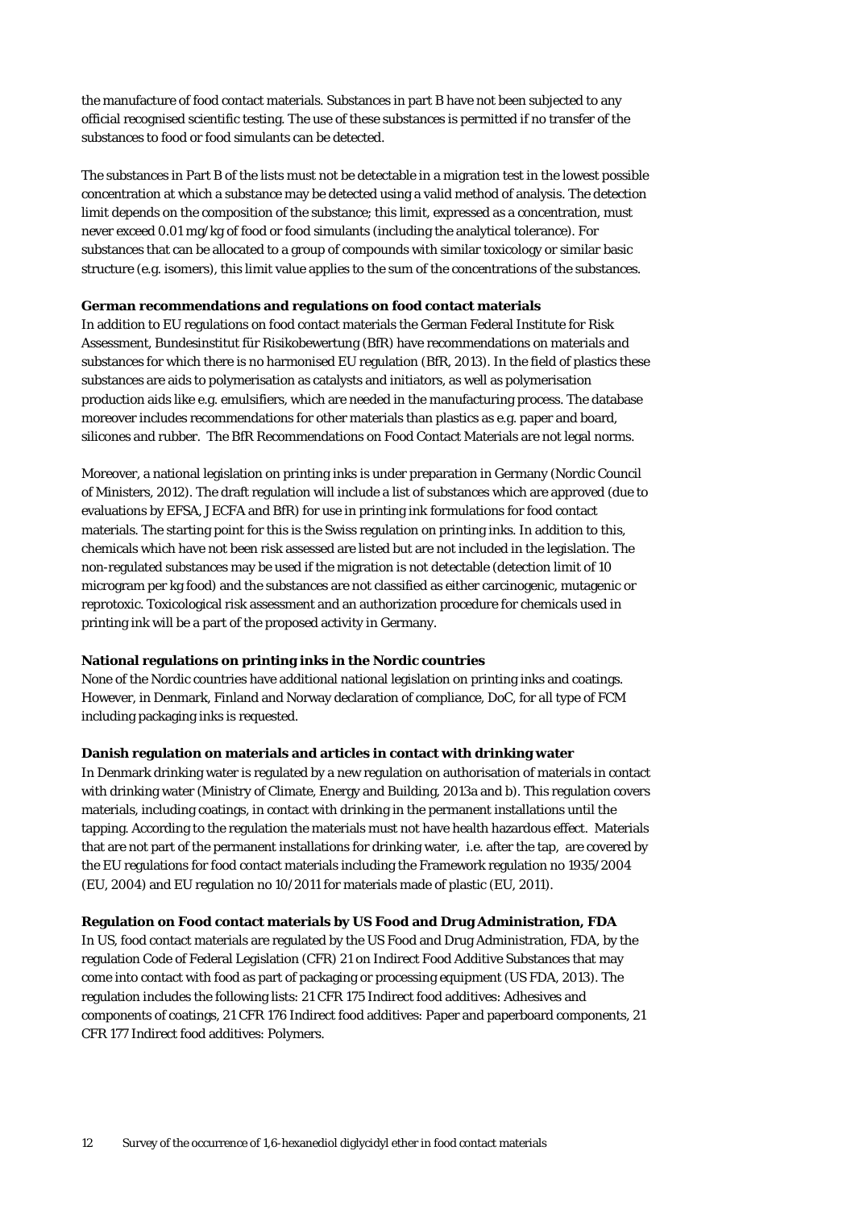the manufacture of food contact materials. Substances in part B have not been subjected to any official recognised scientific testing. The use of these substances is permitted if no transfer of the substances to food or food simulants can be detected.

The substances in Part B of the lists must not be detectable in a migration test in the lowest possible concentration at which a substance may be detected using a valid method of analysis. The detection limit depends on the composition of the substance; this limit, expressed as a concentration, must never exceed 0.01 mg/kg of food or food simulants (including the analytical tolerance). For substances that can be allocated to a group of compounds with similar toxicology or similar basic structure (e.g. isomers), this limit value applies to the sum of the concentrations of the substances.

**German recommendations and regulations on food contact materials**

In addition to EU regulations on food contact materials the German Federal Institute for Risk Assessment, Bundesinstitut für Risikobewertung (BfR) have recommendations on materials and substances for which there is no harmonised EU regulation (BfR, 2013). In the field of plastics these substances are aids to polymerisation as catalysts and initiators, as well as polymerisation production aids like e.g. emulsifiers, which are needed in the manufacturing process. The database moreover includes recommendations for other materials than plastics as e.g. paper and board, silicones and rubber. The BfR Recommendations on Food Contact Materials are not legal norms.

Moreover, a national legislation on printing inks is under preparation in Germany (Nordic Council of Ministers, 2012). The draft regulation will include a list of substances which are approved (due to evaluations by EFSA, JECFA and BfR) for use in printing ink formulations for food contact materials. The starting point for this is the Swiss regulation on printing inks. In addition to this, chemicals which have not been risk assessed are listed but are not included in the legislation. The non-regulated substances may be used if the migration is not detectable (detection limit of 10 microgram per kg food) and the substances are not classified as either carcinogenic, mutagenic or reprotoxic. Toxicological risk assessment and an authorization procedure for chemicals used in printing ink will be a part of the proposed activity in Germany.

**National regulations on printing inks in the Nordic countries**

None of the Nordic countries have additional national legislation on printing inks and coatings. However, in Denmark, Finland and Norway declaration of compliance, DoC, for all type of FCM including packaging inks is requested.

**Danish regulation on materials and articles in contact with drinking water**

In Denmark drinking water is regulated by a new regulation on authorisation of materials in contact with drinking water (Ministry of Climate, Energy and Building, 2013a and b). This regulation covers materials, including coatings, in contact with drinking in the permanent installations until the tapping. According to the regulation the materials must not have health hazardous effect. Materials that are not part of the permanent installations for drinking water, i.e. after the tap, are covered by the EU regulations for food contact materials including the Framework regulation no 1935/2004 (EU, 2004) and EU regulation no 10/2011 for materials made of plastic (EU, 2011).

**Regulation on Food contact materials by US Food and Drug Administration, FDA**

In US, food contact materials are regulated by the US Food and Drug Administration, FDA, by the regulation Code of Federal Legislation (CFR) 21 on Indirect Food Additive Substances that may come into contact with food as part of packaging or processing equipment (US FDA, 2013). The regulation includes the following lists: 21 CFR 175 Indirect food additives: Adhesives and components of coatings, 21 CFR 176 Indirect food additives: Paper and paperboard components, 21 CFR 177 Indirect food additives: Polymers.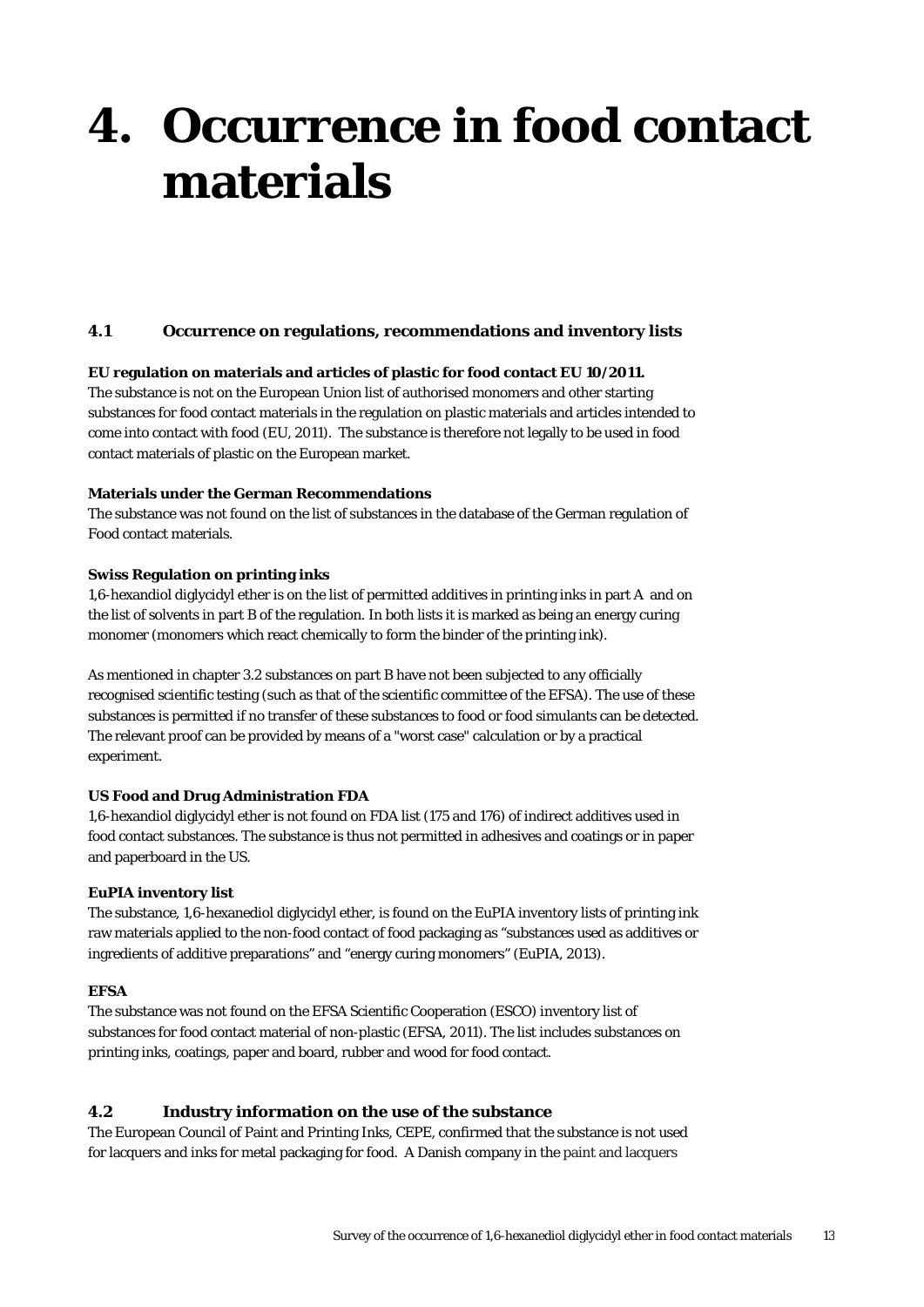# 4. Occurrence in food contact materials

## 4.1 Occurrence on regulations, recommendations and inventory lists

**EU regulation on materials and articles of plastic for food contact EU 10/2011.**
The substance is not on the European Union list of authorised monomers and other starting substances for food contact materials in the regulation on plastic materials and articles intended to come into contact with food (EU, 2011). The substance is therefore not legally to be used in food contact materials of plastic on the European market.

**Materials under the German Recommendations**
The substance was not found on the list of substances in the database of the German regulation of Food contact materials.

**Swiss Regulation on printing inks**
1,6-hexandiol diglycidyl ether is on the list of permitted additives in printing inks in part A and on the list of solvents in part B of the regulation. In both lists it is marked as being an energy curing monomer (monomers which react chemically to form the binder of the printing ink).

As mentioned in chapter 3.2 substances on part B have not been subjected to any officially recognised scientific testing (such as that of the scientific committee of the EFSA). The use of these substances is permitted if no transfer of these substances to food or food simulants can be detected. The relevant proof can be provided by means of a "worst case" calculation or by a practical experiment.

**US Food and Drug Administration FDA**
1,6-hexandiol diglycidyl ether is not found on FDA list (175 and 176) of indirect additives used in food contact substances. The substance is thus not permitted in adhesives and coatings or in paper and paperboard in the US.

**EuPIA inventory list**
The substance, 1,6-hexanediol diglycidyl ether, is found on the EuPIA inventory lists of printing ink raw materials applied to the non-food contact of food packaging as "substances used as additives or ingredients of additive preparations" and "energy curing monomers" (EuPIA, 2013).

**EFSA**
The substance was not found on the EFSA Scientific Cooperation (ESCO) inventory list of substances for food contact material of non-plastic (EFSA, 2011). The list includes substances on printing inks, coatings, paper and board, rubber and wood for food contact.

## 4.2 Industry information on the use of the substance

The European Council of Paint and Printing Inks, CEPE, confirmed that the substance is not used for lacquers and inks for metal packaging for food. A Danish company in the paint and lacquers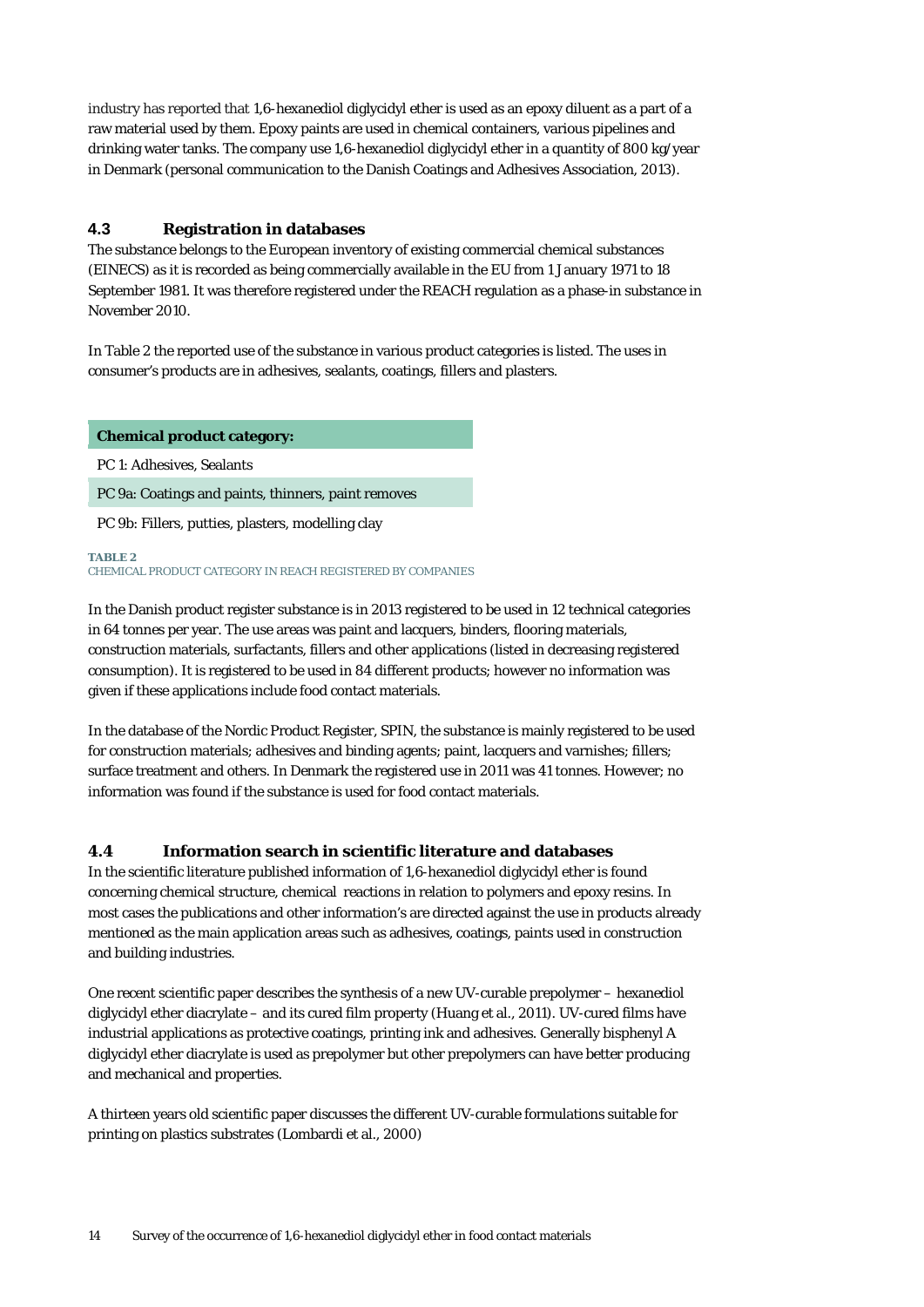industry has reported that 1,6-hexanediol diglycidyl ether is used as an epoxy diluent as a part of a raw material used by them. Epoxy paints are used in chemical containers, various pipelines and drinking water tanks. The company use 1,6-hexanediol diglycidyl ether in a quantity of 800 kg/year in Denmark (personal communication to the Danish Coatings and Adhesives Association, 2013).

## 4.3 Registration in databases

The substance belongs to the European inventory of existing commercial chemical substances (EINECS) as it is recorded as being commercially available in the EU from 1 January 1971 to 18 September 1981. It was therefore registered under the REACH regulation as a phase-in substance in November 2010.

In Table 2 the reported use of the substance in various product categories is listed. The uses in consumer's products are in adhesives, sealants, coatings, fillers and plasters.

| Chemical product category: |
|---|
| PC 1: Adhesives, Sealants |
| PC 9a: Coatings and paints, thinners, paint removes |
| PC 9b: Fillers, putties, plasters, modelling clay |

**TABLE 2**
CHEMICAL PRODUCT CATEGORY IN REACH REGISTERED BY COMPANIES

In the Danish product register substance is in 2013 registered to be used in 12 technical categories in 64 tonnes per year. The use areas was paint and lacquers, binders, flooring materials, construction materials, surfactants, fillers and other applications (listed in decreasing registered consumption). It is registered to be used in 84 different products; however no information was given if these applications include food contact materials.

In the database of the Nordic Product Register, SPIN, the substance is mainly registered to be used for construction materials; adhesives and binding agents; paint, lacquers and varnishes; fillers; surface treatment and others. In Denmark the registered use in 2011 was 41 tonnes. However; no information was found if the substance is used for food contact materials.

## 4.4 Information search in scientific literature and databases

In the scientific literature published information of 1,6-hexanediol diglycidyl ether is found concerning chemical structure, chemical reactions in relation to polymers and epoxy resins. In most cases the publications and other information's are directed against the use in products already mentioned as the main application areas such as adhesives, coatings, paints used in construction and building industries.

One recent scientific paper describes the synthesis of a new UV-curable prepolymer – hexanediol diglycidyl ether diacrylate – and its cured film property (Huang et al., 2011). UV-cured films have industrial applications as protective coatings, printing ink and adhesives. Generally bisphenyl A diglycidyl ether diacrylate is used as prepolymer but other prepolymers can have better producing and mechanical and properties.

A thirteen years old scientific paper discusses the different UV-curable formulations suitable for printing on plastics substrates (Lombardi et al., 2000)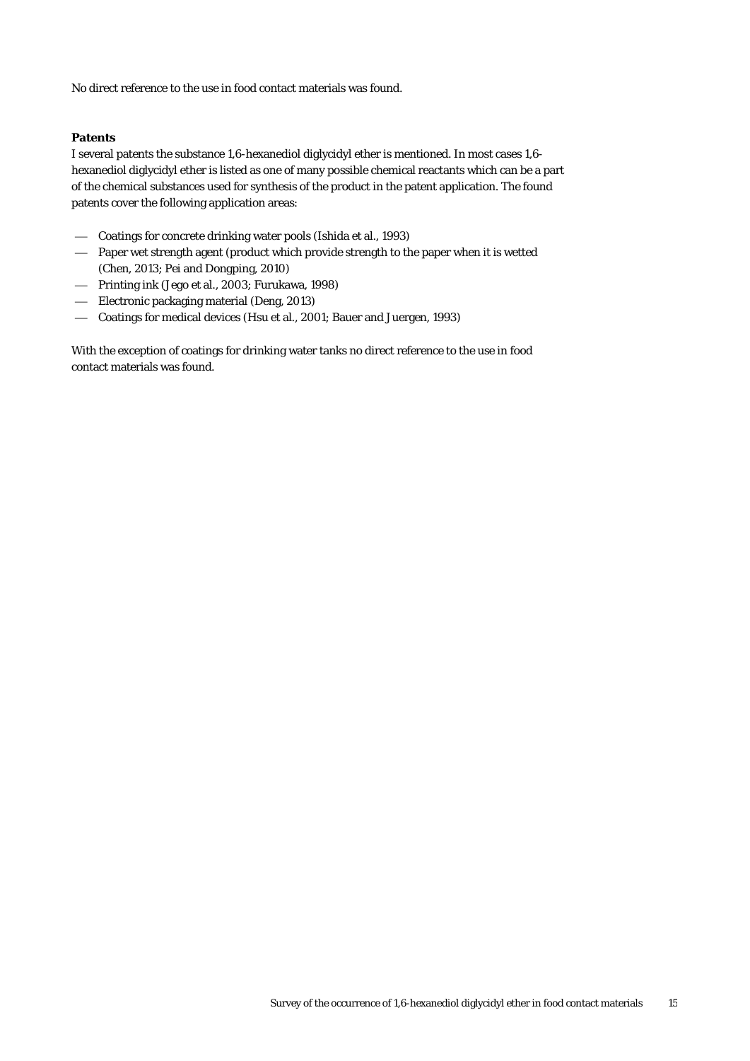No direct reference to the use in food contact materials was found.

**Patents**

I several patents the substance 1,6-hexanediol diglycidyl ether is mentioned. In most cases 1,6-hexanediol diglycidyl ether is listed as one of many possible chemical reactants which can be a part of the chemical substances used for synthesis of the product in the patent application. The found patents cover the following application areas:

- Coatings for concrete drinking water pools (Ishida et al., 1993)
- Paper wet strength agent (product which provide strength to the paper when it is wetted (Chen, 2013; Pei and Dongping, 2010)
- Printing ink (Jego et al., 2003; Furukawa, 1998)
- Electronic packaging material (Deng, 2013)
- Coatings for medical devices (Hsu et al., 2001; Bauer and Juergen, 1993)

With the exception of coatings for drinking water tanks no direct reference to the use in food contact materials was found.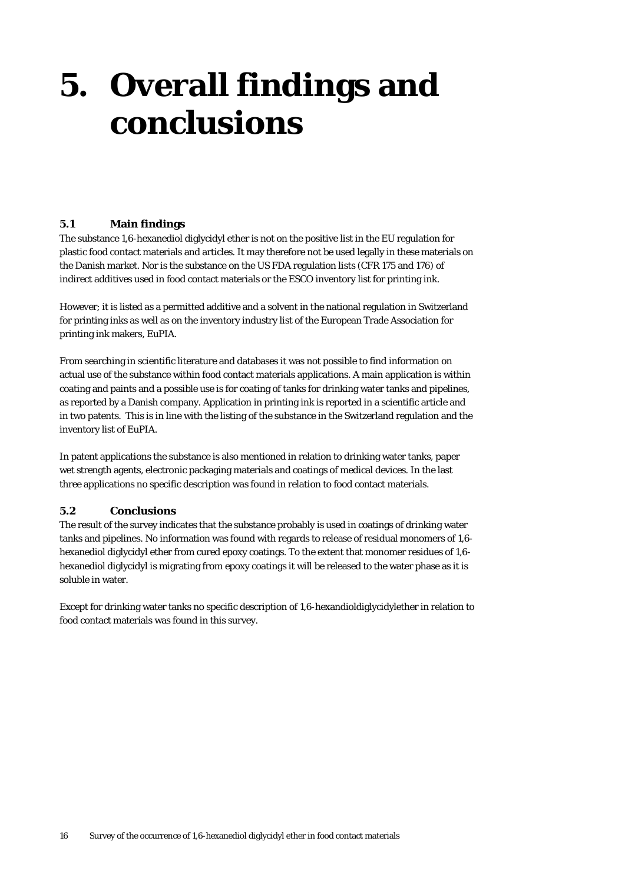# 5. Overall findings and conclusions

## 5.1 Main findings

The substance 1,6-hexanediol diglycidyl ether is not on the positive list in the EU regulation for plastic food contact materials and articles. It may therefore not be used legally in these materials on the Danish market. Nor is the substance on the US FDA regulation lists (CFR 175 and 176) of indirect additives used in food contact materials or the ESCO inventory list for printing ink.

However; it is listed as a permitted additive and a solvent in the national regulation in Switzerland for printing inks as well as on the inventory industry list of the European Trade Association for printing ink makers, EuPIA.

From searching in scientific literature and databases it was not possible to find information on actual use of the substance within food contact materials applications. A main application is within coating and paints and a possible use is for coating of tanks for drinking water tanks and pipelines, as reported by a Danish company. Application in printing ink is reported in a scientific article and in two patents. This is in line with the listing of the substance in the Switzerland regulation and the inventory list of EuPIA.

In patent applications the substance is also mentioned in relation to drinking water tanks, paper wet strength agents, electronic packaging materials and coatings of medical devices. In the last three applications no specific description was found in relation to food contact materials.

## 5.2 Conclusions

The result of the survey indicates that the substance probably is used in coatings of drinking water tanks and pipelines. No information was found with regards to release of residual monomers of 1,6-hexanediol diglycidyl ether from cured epoxy coatings. To the extent that monomer residues of 1,6-hexanediol diglycidyl is migrating from epoxy coatings it will be released to the water phase as it is soluble in water.

Except for drinking water tanks no specific description of 1,6-hexandioldiglycidylether in relation to food contact materials was found in this survey.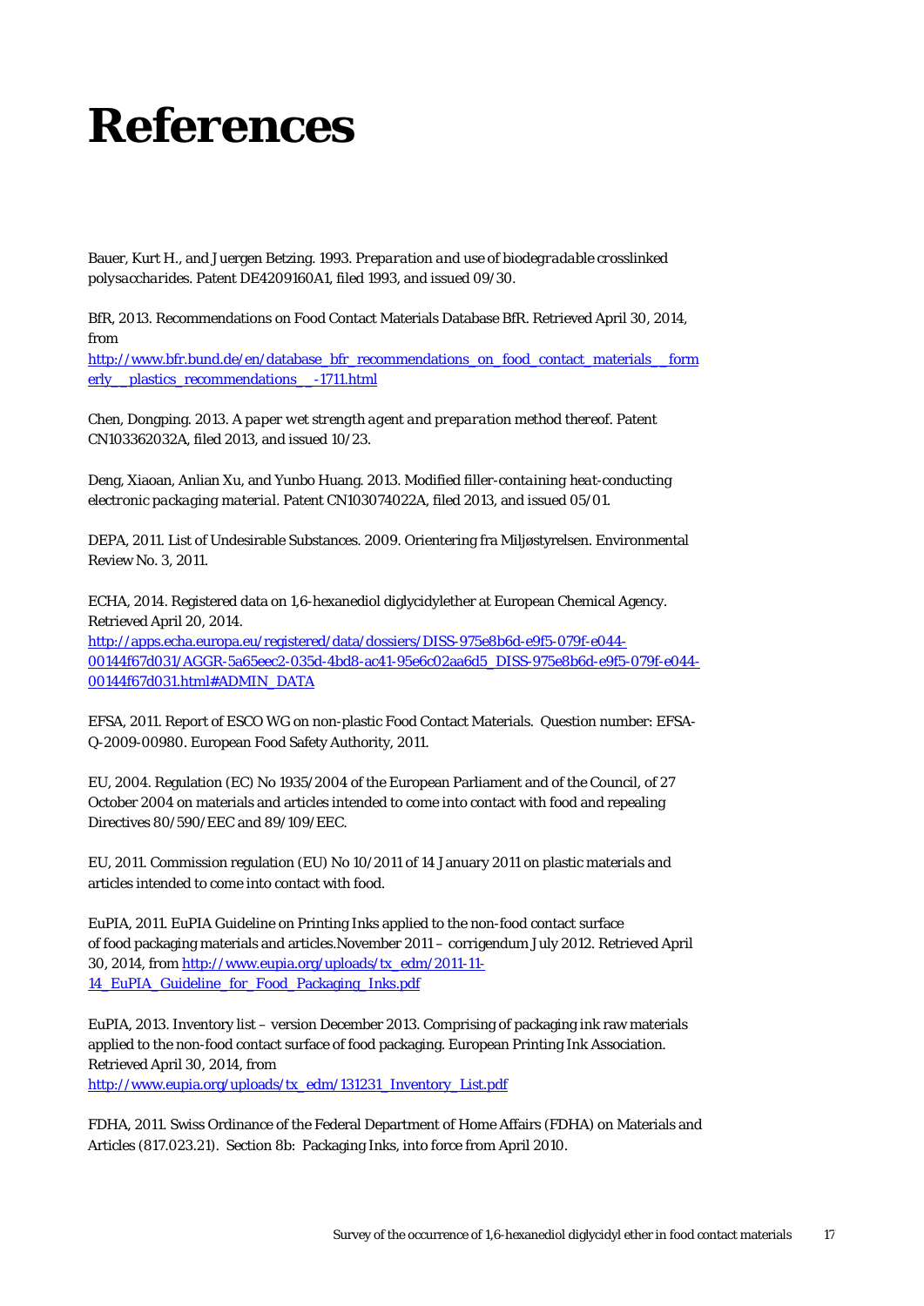# References

Bauer, Kurt H., and Juergen Betzing. 1993. *Preparation and use of biodegradable crosslinked polysaccharides*. Patent DE4209160A1, filed 1993, and issued 09/30.

BfR, 2013. Recommendations on Food Contact Materials Database BfR. Retrieved April 30, 2014, from http://www.bfr.bund.de/en/database_bfr_recommendations_on_food_contact_materials__formerly__plastics_recommendations__-1711.html

Chen, Dongping. 2013. *A paper wet strength agent and preparation method thereof*. Patent CN103362032A, filed 2013, and issued 10/23.

Deng, Xiaoan, Anlian Xu, and Yunbo Huang. 2013. *Modified filler-containing heat-conducting electronic packaging material*. Patent CN103074022A, filed 2013, and issued 05/01.

DEPA, 2011. List of Undesirable Substances. 2009. Orientering fra Miljøstyrelsen. Environmental Review No. 3, 2011.

ECHA, 2014. Registered data on 1,6-hexanediol diglycidylether at European Chemical Agency. Retrieved April 20, 2014. http://apps.echa.europa.eu/registered/data/dossiers/DISS-975e8b6d-e9f5-079f-e044-00144f67d031/AGGR-5a65eec2-035d-4bd8-ac41-95e6c02aa6d5_DISS-975e8b6d-e9f5-079f-e044-00144f67d031.html#ADMIN_DATA

EFSA, 2011. Report of ESCO WG on non-plastic Food Contact Materials. Question number: EFSA-Q-2009-00980. European Food Safety Authority, 2011.

EU, 2004. Regulation (EC) No 1935/2004 of the European Parliament and of the Council, of 27 October 2004 on materials and articles intended to come into contact with food and repealing Directives 80/590/EEC and 89/109/EEC.

EU, 2011. Commission regulation (EU) No 10/2011 of 14 January 2011 on plastic materials and articles intended to come into contact with food.

EuPIA, 2011. EuPIA Guideline on Printing Inks applied to the non-food contact surface of food packaging materials and articles.November 2011 – corrigendum July 2012. Retrieved April 30, 2014, from http://www.eupia.org/uploads/tx_edm/2011-11-14_EuPIA_Guideline_for_Food_Packaging_Inks.pdf

EuPIA, 2013. Inventory list – version December 2013. Comprising of packaging ink raw materials applied to the non-food contact surface of food packaging. European Printing Ink Association. Retrieved April 30, 2014, from http://www.eupia.org/uploads/tx_edm/131231_Inventory_List.pdf

FDHA, 2011. Swiss Ordinance of the Federal Department of Home Affairs (FDHA) on Materials and Articles (817.023.21). Section 8b: Packaging Inks, into force from April 2010.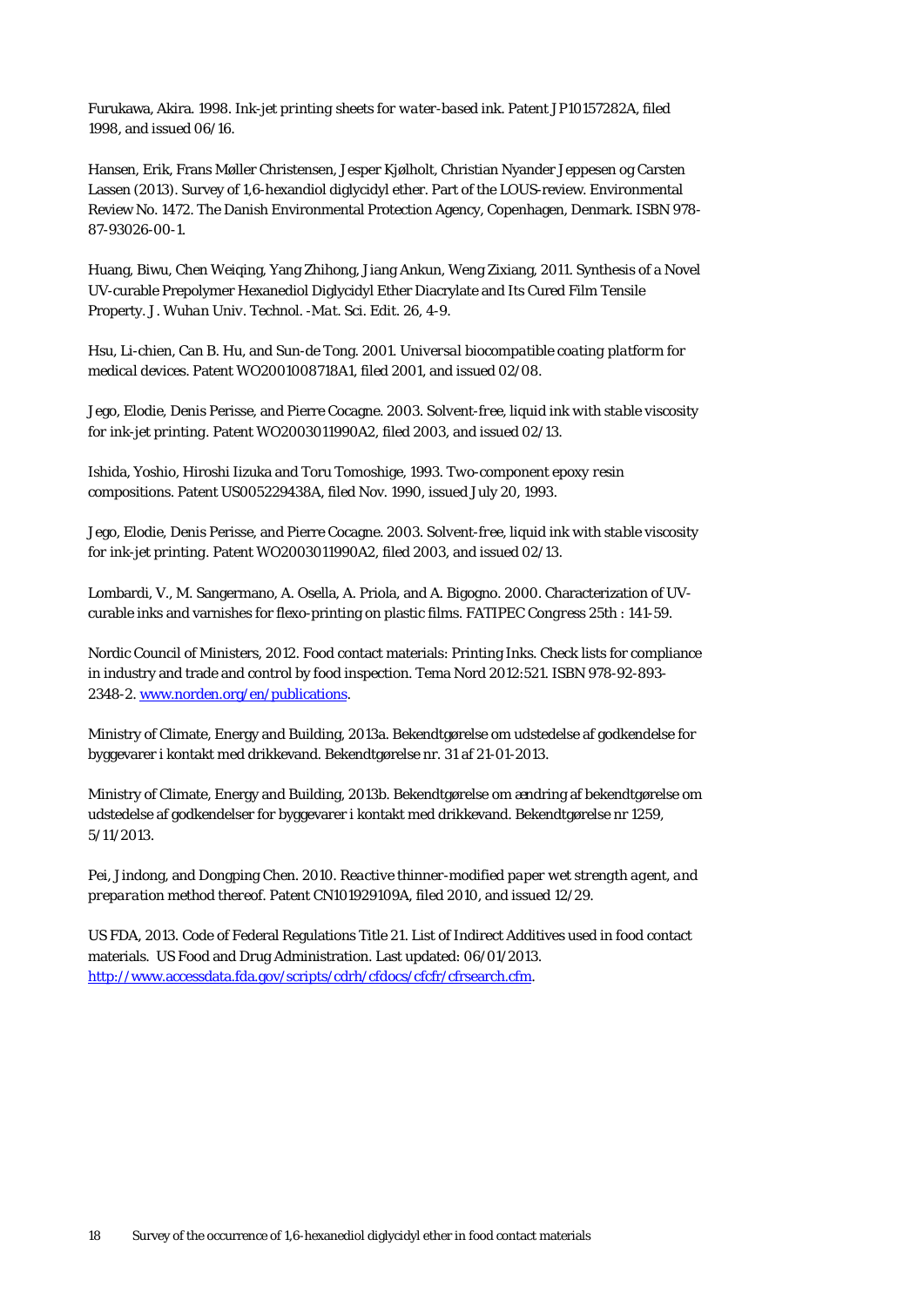Furukawa, Akira. 1998. *Ink-jet printing sheets for water-based ink*. Patent JP10157282A, filed 1998, and issued 06/16.

Hansen, Erik, Frans Møller Christensen, Jesper Kjølholt, Christian Nyander Jeppesen og Carsten Lassen (2013). Survey of 1,6-hexandiol diglycidyl ether. Part of the LOUS-review. Environmental Review No. 1472. The Danish Environmental Protection Agency, Copenhagen, Denmark. ISBN 978-87-93026-00-1.

Huang, Biwu, Chen Weiqing, Yang Zhihong, Jiang Ankun, Weng Zixiang, 2011. Synthesis of a Novel UV-curable Prepolymer Hexanediol Diglycidyl Ether Diacrylate and Its Cured Film Tensile Property. *J. Wuhan Univ. Technol. -Mat. Sci. Edit.* 26, 4-9.

Hsu, Li-chien, Can B. Hu, and Sun-de Tong. 2001. *Universal biocompatible coating platform for medical devices*. Patent WO2001008718A1, filed 2001, and issued 02/08.

Jego, Elodie, Denis Perisse, and Pierre Cocagne. 2003. *Solvent-free, liquid ink with stable viscosity for ink-jet printing*. Patent WO2003011990A2, filed 2003, and issued 02/13.

Ishida, Yoshio, Hiroshi Iizuka and Toru Tomoshige, 1993. *Two-component epoxy resin compositions*. Patent US005229438A, filed Nov. 1990, issued July 20, 1993.

Jego, Elodie, Denis Perisse, and Pierre Cocagne. 2003. *Solvent-free, liquid ink with stable viscosity for ink-jet printing*. Patent WO2003011990A2, filed 2003, and issued 02/13.

Lombardi, V., M. Sangermano, A. Osella, A. Priola, and A. Bigogno. 2000. Characterization of UV-curable inks and varnishes for flexo-printing on plastic films. *FATIPEC Congress 25th* : 141-59.

Nordic Council of Ministers, 2012. Food contact materials: Printing Inks. Check lists for compliance in industry and trade and control by food inspection. Tema Nord 2012:521. ISBN 978-92-893-2348-2. www.norden.org/en/publications.

Ministry of Climate, Energy and Building, 2013a. Bekendtgørelse om udstedelse af godkendelse for byggevarer i kontakt med drikkevand. Bekendtgørelse nr. 31 af 21-01-2013.

Ministry of Climate, Energy and Building, 2013b. Bekendtgørelse om ændring af bekendtgørelse om udstedelse af godkendelser for byggevarer i kontakt med drikkevand. Bekendtgørelse nr 1259, 5/11/2013.

Pei, Jindong, and Dongping Chen. 2010. *Reactive thinner-modified paper wet strength agent, and preparation method thereof*. Patent CN101929109A, filed 2010, and issued 12/29.

US FDA, 2013. Code of Federal Regulations Title 21. List of Indirect Additives used in food contact materials. US Food and Drug Administration. Last updated: 06/01/2013. http://www.accessdata.fda.gov/scripts/cdrh/cfdocs/cfcfr/cfrsearch.cfm.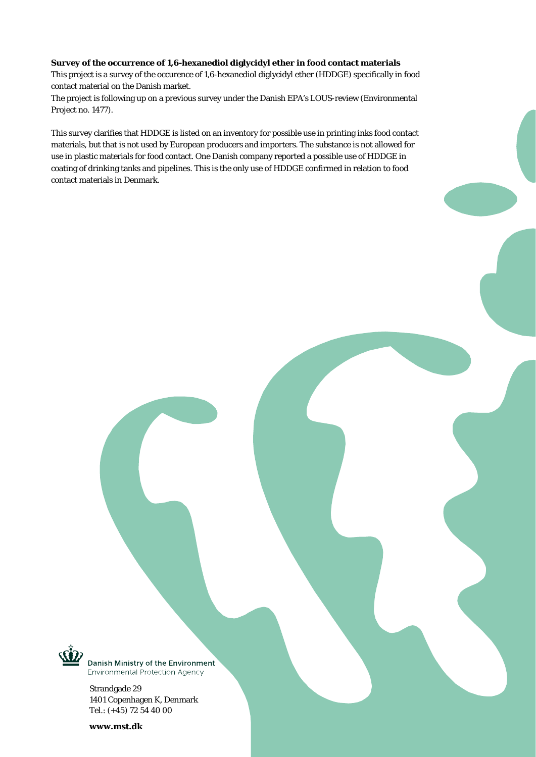**Survey of the occurrence of 1,6-hexanediol diglycidyl ether in food contact materials**

This project is a survey of the occurence of 1,6-hexanediol diglycidyl ether (HDDGE) specifically in food contact material on the Danish market.

The project is following up on a previous survey under the Danish EPA's LOUS-review (Environmental Project no. 1477).

This survey clarifies that HDDGE is listed on an inventory for possible use in printing inks food contact materials, but that is not used by European producers and importers. The substance is not allowed for use in plastic materials for food contact. One Danish company reported a possible use of HDDGE in coating of drinking tanks and pipelines. This is the only use of HDDGE confirmed in relation to food contact materials in Denmark.

Danish Ministry of the Environment
Environmental Protection Agency

Strandgade 29
1401 Copenhagen K, Denmark
Tel.: (+45) 72 54 40 00

**www.mst.dk**